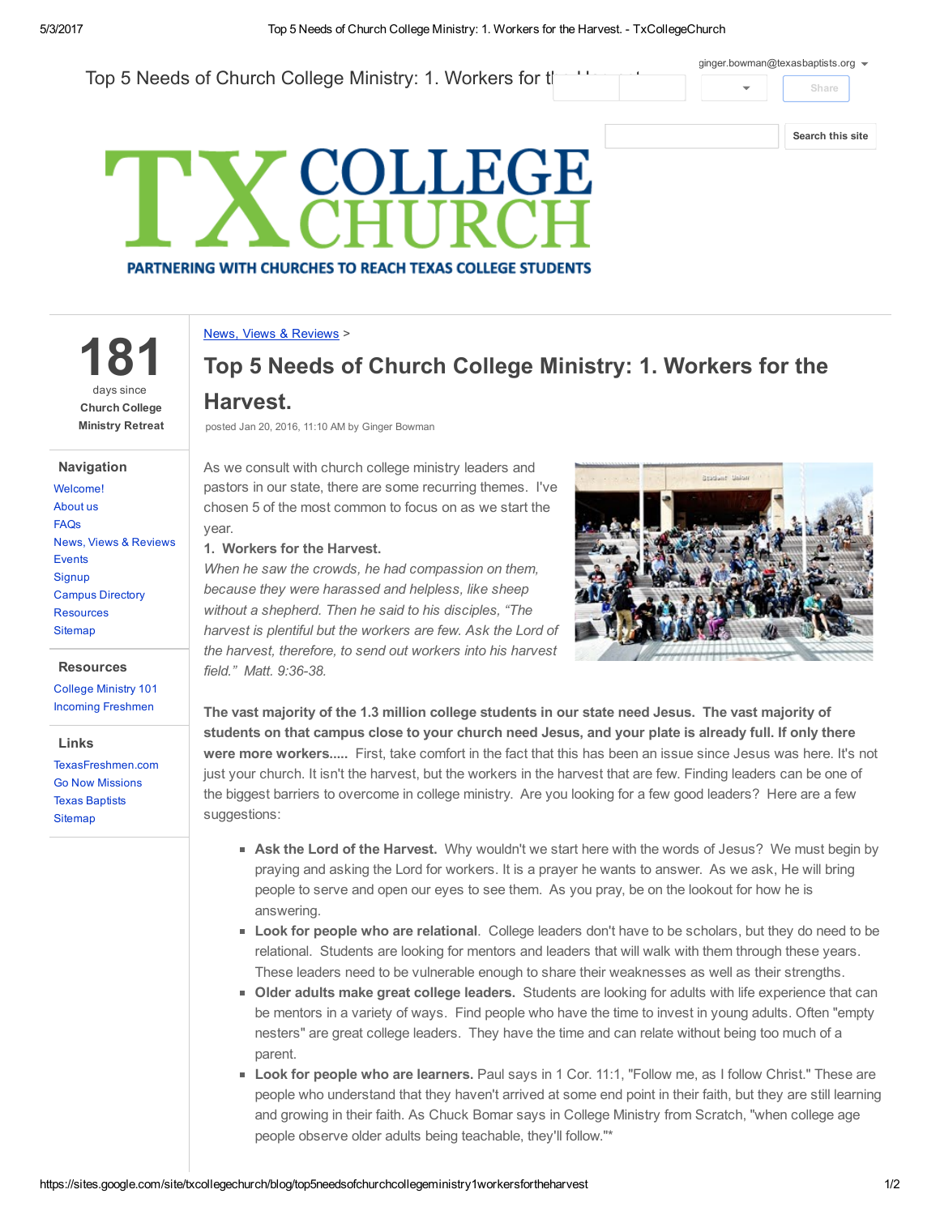Top 5 Needs of Church College Ministry: 1. Workers for the Harvest.

ginger.bowman@texasbaptists.org

Share

Search this site

# TX COLLEGE CHURCH

PARTNERING WITH CHURCHES TO REACH TEXAS COLLEGE STUDENTS

**181**
days since
**Church College Ministry Retreat**

**Navigation**

- Welcome!
- About us
- FAQs
- News, Views & Reviews
- Events
- Signup
- Campus Directory
- Resources
- Sitemap

**Resources**

- College Ministry 101
- Incoming Freshmen

**Links**

- TexasFreshmen.com
- Go Now Missions
- Texas Baptists
- Sitemap

News, Views & Reviews >

# Top 5 Needs of Church College Ministry: 1. Workers for the Harvest.

posted Jan 20, 2016, 11:10 AM by Ginger Bowman

As we consult with church college ministry leaders and pastors in our state, there are some recurring themes. I've chosen 5 of the most common to focus on as we start the year.

**1. Workers for the Harvest.**

*When he saw the crowds, he had compassion on them, because they were harassed and helpless, like sheep without a shepherd. Then he said to his disciples, "The harvest is plentiful but the workers are few. Ask the Lord of the harvest, therefore, to send out workers into his harvest field." Matt. 9:36-38.*

**The vast majority of the 1.3 million college students in our state need Jesus. The vast majority of students on that campus close to your church need Jesus, and your plate is already full. If only there were more workers.....** First, take comfort in the fact that this has been an issue since Jesus was here. It's not just your church. It isn't the harvest, but the workers in the harvest that are few. Finding leaders can be one of the biggest barriers to overcome in college ministry. Are you looking for a few good leaders? Here are a few suggestions:

- **Ask the Lord of the Harvest.** Why wouldn't we start here with the words of Jesus? We must begin by praying and asking the Lord for workers. It is a prayer he wants to answer. As we ask, He will bring people to serve and open our eyes to see them. As you pray, be on the lookout for how he is answering.
- **Look for people who are relational**. College leaders don't have to be scholars, but they do need to be relational. Students are looking for mentors and leaders that will walk with them through these years. These leaders need to be vulnerable enough to share their weaknesses as well as their strengths.
- **Older adults make great college leaders.** Students are looking for adults with life experience that can be mentors in a variety of ways. Find people who have the time to invest in young adults. Often "empty nesters" are great college leaders. They have the time and can relate without being too much of a parent.
- **Look for people who are learners.** Paul says in 1 Cor. 11:1, "Follow me, as I follow Christ." These are people who understand that they haven't arrived at some end point in their faith, but they are still learning and growing in their faith. As Chuck Bomar says in College Ministry from Scratch, "when college age people observe older adults being teachable, they'll follow."*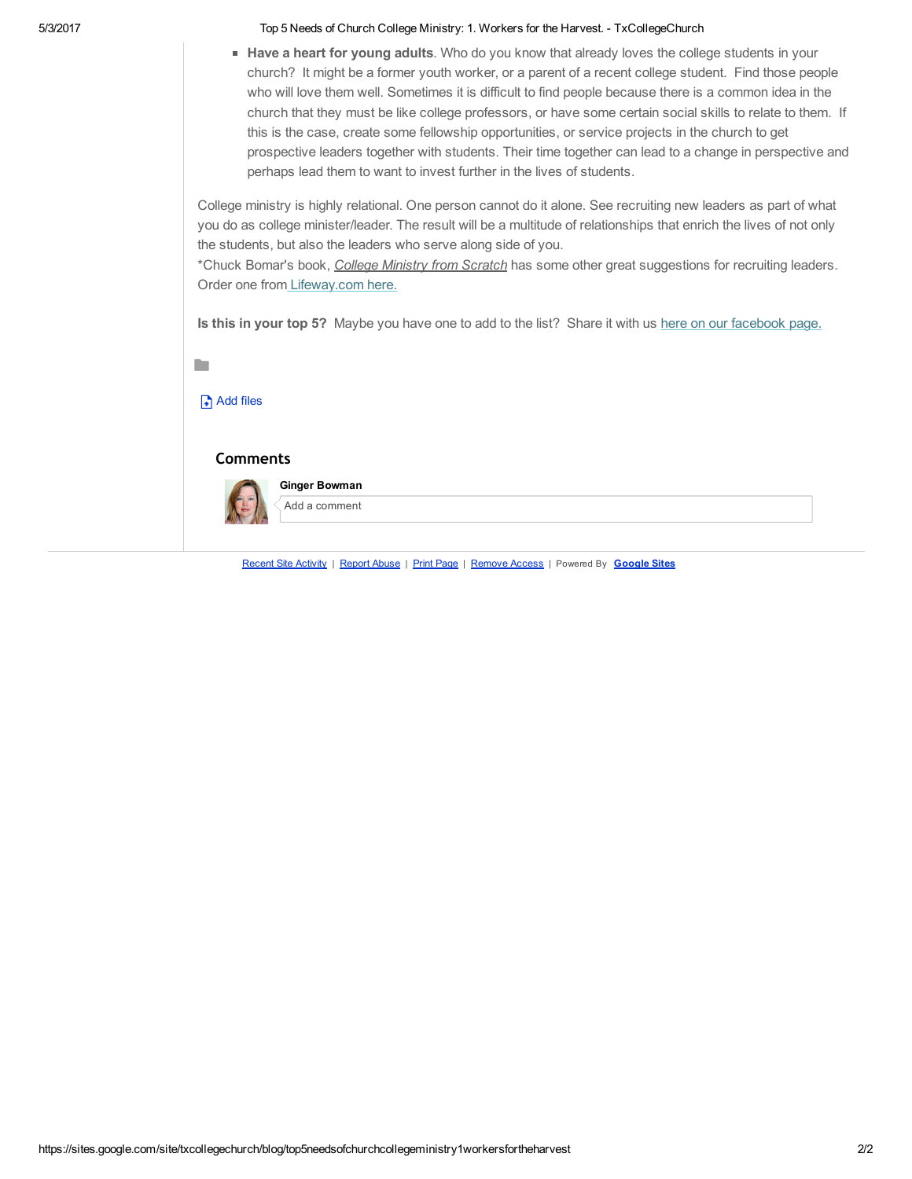- **Have a heart for young adults**. Who do you know that already loves the college students in your church? It might be a former youth worker, or a parent of a recent college student. Find those people who will love them well. Sometimes it is difficult to find people because there is a common idea in the church that they must be like college professors, or have some certain social skills to relate to them. If this is the case, create some fellowship opportunities, or service projects in the church to get prospective leaders together with students. Their time together can lead to a change in perspective and perhaps lead them to want to invest further in the lives of students.

College ministry is highly relational. One person cannot do it alone. See recruiting new leaders as part of what you do as college minister/leader. The result will be a multitude of relationships that enrich the lives of not only the students, but also the leaders who serve along side of you.
*Chuck Bomar's book, *College Ministry from Scratch* has some other great suggestions for recruiting leaders. Order one from Lifeway.com here.

**Is this in your top 5?** Maybe you have one to add to the list? Share it with us here on our facebook page.

Add files

## Comments

**Ginger Bowman**

Add a comment

Recent Site Activity | Report Abuse | Print Page | Remove Access | Powered By **Google Sites**